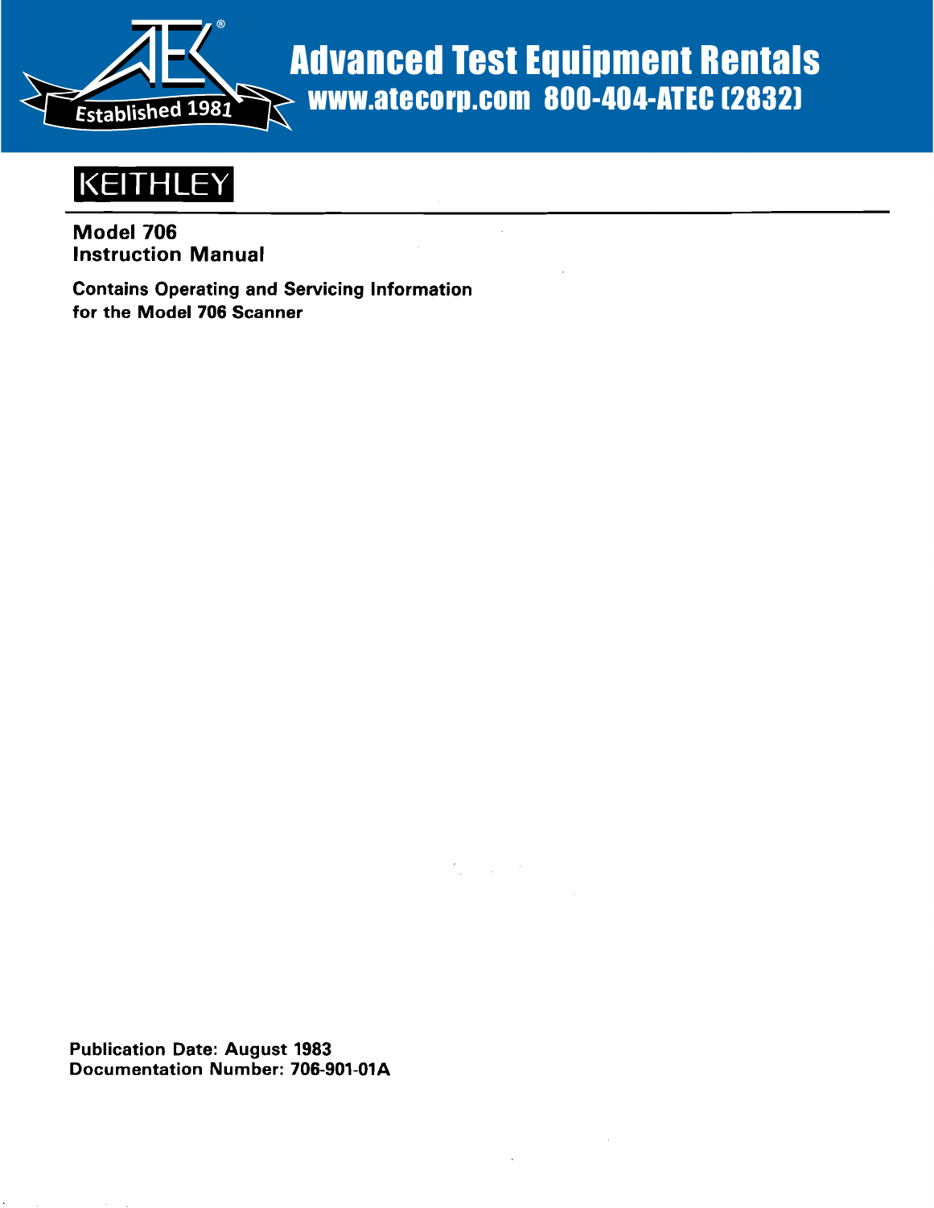**Advanced Test Equipment Rentals**
**www.atecorp.com 800-404-ATEC (2832)**

Established 1981

KEITHLEY

# Model 706
# Instruction Manual

**Contains Operating and Servicing Information for the Model 706 Scanner**

**Publication Date: August 1983**
**Documentation Number: 706-901-01A**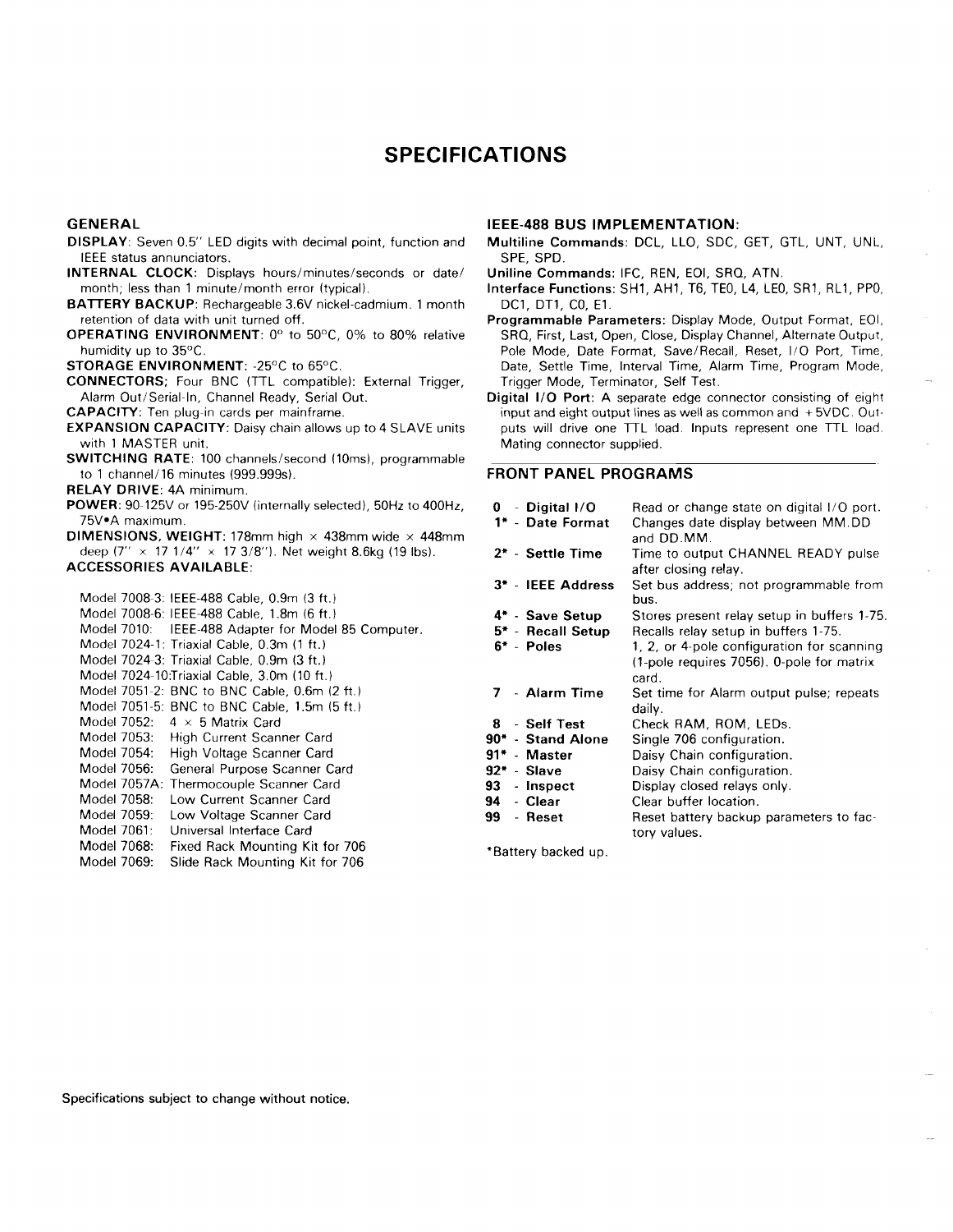# SPECIFICATIONS

## GENERAL

**DISPLAY**: Seven 0.5" LED digits with decimal point, function and IEEE status annunciators.

**INTERNAL CLOCK**: Displays hours/minutes/seconds or date/month; less than 1 minute/month error (typical).

**BATTERY BACKUP**: Rechargeable 3.6V nickel-cadmium. 1 month retention of data with unit turned off.

**OPERATING ENVIRONMENT**: 0° to 50°C, 0% to 80% relative humidity up to 35°C.

**STORAGE ENVIRONMENT**: -25°C to 65°C.

**CONNECTORS**: Four BNC (TTL compatible): External Trigger, Alarm Out/Serial-In, Channel Ready, Serial Out.

**CAPACITY**: Ten plug-in cards per mainframe.

**EXPANSION CAPACITY**: Daisy chain allows up to 4 SLAVE units with 1 MASTER unit.

**SWITCHING RATE**: 100 channels/second (10ms), programmable to 1 channel/16 minutes (999.999s).

**RELAY DRIVE**: 4A minimum.

**POWER**: 90-125V or 195-250V (internally selected), 50Hz to 400Hz, 75V•A maximum.

**DIMENSIONS, WEIGHT**: 178mm high × 438mm wide × 448mm deep (7" × 17 1/4" × 17 3/8"). Net weight 8.6kg (19 lbs).

**ACCESSORIES AVAILABLE**:

| | |
|---|---|
| Model 7008-3: | IEEE-488 Cable, 0.9m (3 ft.) |
| Model 7008-6: | IEEE-488 Cable, 1.8m (6 ft.) |
| Model 7010: | IEEE-488 Adapter for Model 85 Computer. |
| Model 7024-1: | Triaxial Cable, 0.3m (1 ft.) |
| Model 7024-3: | Triaxial Cable, 0.9m (3 ft.) |
| Model 7024-10: | Triaxial Cable, 3.0m (10 ft.) |
| Model 7051-2: | BNC to BNC Cable, 0.6m (2 ft.) |
| Model 7051-5: | BNC to BNC Cable, 1.5m (5 ft.) |
| Model 7052: | 4 × 5 Matrix Card |
| Model 7053: | High Current Scanner Card |
| Model 7054: | High Voltage Scanner Card |
| Model 7056: | General Purpose Scanner Card |
| Model 7057A: | Thermocouple Scanner Card |
| Model 7058: | Low Current Scanner Card |
| Model 7059: | Low Voltage Scanner Card |
| Model 7061: | Universal Interface Card |
| Model 7068: | Fixed Rack Mounting Kit for 706 |
| Model 7069: | Slide Rack Mounting Kit for 706 |

## IEEE-488 BUS IMPLEMENTATION:

**Multiline Commands**: DCL, LLO, SDC, GET, GTL, UNT, UNL, SPE, SPD.

**Uniline Commands**: IFC, REN, EOI, SRQ, ATN.

**Interface Functions**: SH1, AH1, T6, TE0, L4, LE0, SR1, RL1, PP0, DC1, DT1, C0, E1.

**Programmable Parameters**: Display Mode, Output Format, EOI, SRQ, First, Last, Open, Close, Display Channel, Alternate Output, Pole Mode, Date Format, Save/Recall, Reset, I/O Port, Time, Date, Settle Time, Interval Time, Alarm Time, Program Mode, Trigger Mode, Terminator, Self Test.

**Digital I/O Port**: A separate edge connector consisting of eight input and eight output lines as well as common and +5VDC. Outputs will drive one TTL load. Inputs represent one TTL load. Mating connector supplied.

## FRONT PANEL PROGRAMS

| | |
|---|---|
| **0 - Digital I/O** | Read or change state on digital I/O port. |
| **1* - Date Format** | Changes date display between MM.DD and DD.MM. |
| **2* - Settle Time** | Time to output CHANNEL READY pulse after closing relay. |
| **3* - IEEE Address** | Set bus address; not programmable from bus. |
| **4* - Save Setup** | Stores present relay setup in buffers 1-75. |
| **5* - Recall Setup** | Recalls relay setup in buffers 1-75. |
| **6* - Poles** | 1, 2, or 4-pole configuration for scanning (1-pole requires 7056). 0-pole for matrix card. |
| **7 - Alarm Time** | Set time for Alarm output pulse; repeats daily. |
| **8 - Self Test** | Check RAM, ROM, LEDs. |
| **90* - Stand Alone** | Single 706 configuration. |
| **91* - Master** | Daisy Chain configuration. |
| **92* - Slave** | Daisy Chain configuration. |
| **93 - Inspect** | Display closed relays only. |
| **94 - Clear** | Clear buffer location. |
| **99 - Reset** | Reset battery backup parameters to factory values. |

*Battery backed up.

Specifications subject to change without notice.